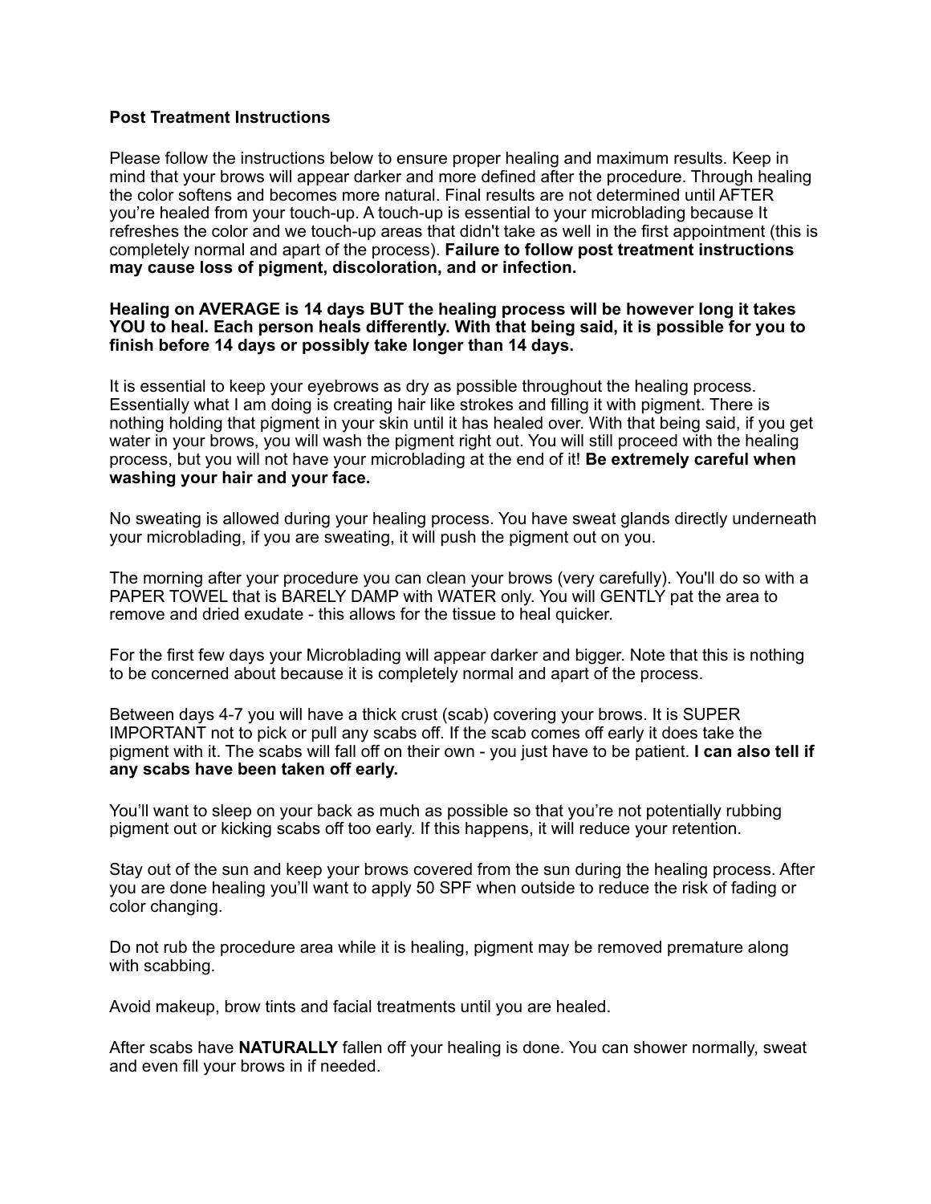**Post Treatment Instructions**

Please follow the instructions below to ensure proper healing and maximum results. Keep in mind that your brows will appear darker and more defined after the procedure. Through healing the color softens and becomes more natural. Final results are not determined until AFTER you're healed from your touch-up. A touch-up is essential to your microblading because It refreshes the color and we touch-up areas that didn't take as well in the first appointment (this is completely normal and apart of the process). **Failure to follow post treatment instructions may cause loss of pigment, discoloration, and or infection.**

**Healing on AVERAGE is 14 days BUT the healing process will be however long it takes YOU to heal. Each person heals differently. With that being said, it is possible for you to finish before 14 days or possibly take longer than 14 days.**

It is essential to keep your eyebrows as dry as possible throughout the healing process. Essentially what I am doing is creating hair like strokes and filling it with pigment. There is nothing holding that pigment in your skin until it has healed over. With that being said, if you get water in your brows, you will wash the pigment right out. You will still proceed with the healing process, but you will not have your microblading at the end of it! **Be extremely careful when washing your hair and your face.**

No sweating is allowed during your healing process. You have sweat glands directly underneath your microblading, if you are sweating, it will push the pigment out on you.

The morning after your procedure you can clean your brows (very carefully). You'll do so with a PAPER TOWEL that is BARELY DAMP with WATER only. You will GENTLY pat the area to remove and dried exudate - this allows for the tissue to heal quicker.

For the first few days your Microblading will appear darker and bigger. Note that this is nothing to be concerned about because it is completely normal and apart of the process.

Between days 4-7 you will have a thick crust (scab) covering your brows. It is SUPER IMPORTANT not to pick or pull any scabs off. If the scab comes off early it does take the pigment with it. The scabs will fall off on their own - you just have to be patient. **I can also tell if any scabs have been taken off early.**

You'll want to sleep on your back as much as possible so that you're not potentially rubbing pigment out or kicking scabs off too early. If this happens, it will reduce your retention.

Stay out of the sun and keep your brows covered from the sun during the healing process. After you are done healing you'll want to apply 50 SPF when outside to reduce the risk of fading or color changing.

Do not rub the procedure area while it is healing, pigment may be removed premature along with scabbing.

Avoid makeup, brow tints and facial treatments until you are healed.

After scabs have **NATURALLY** fallen off your healing is done. You can shower normally, sweat and even fill your brows in if needed.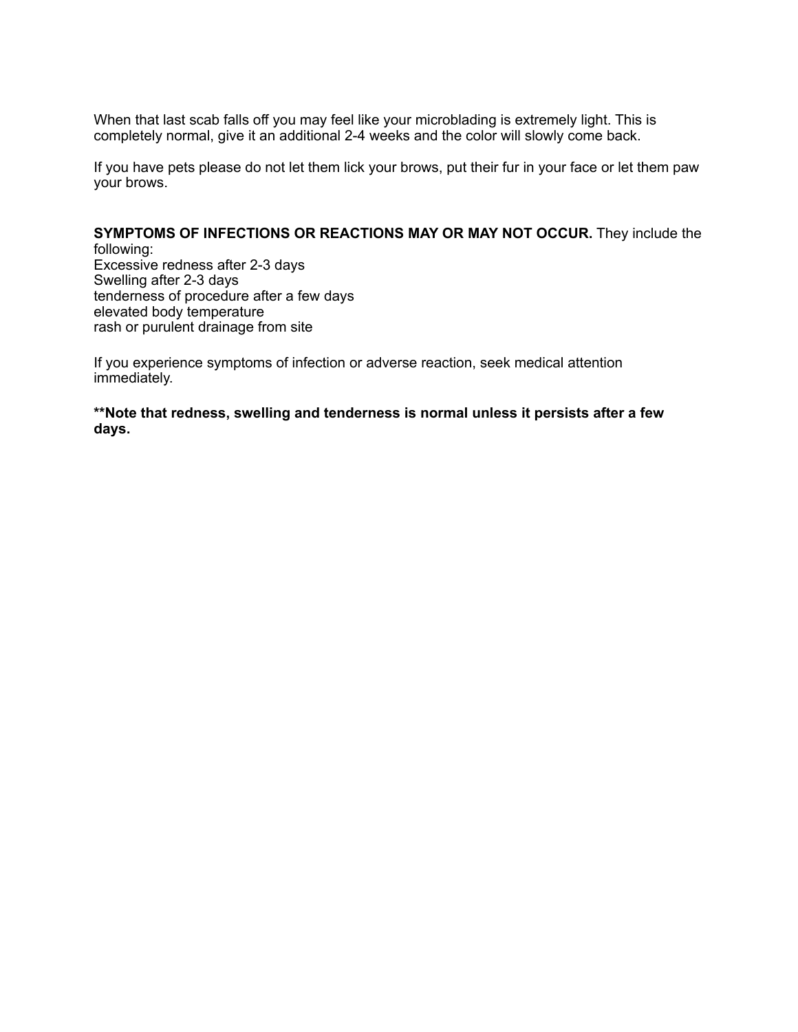When that last scab falls off you may feel like your microblading is extremely light. This is completely normal, give it an additional 2-4 weeks and the color will slowly come back.

If you have pets please do not let them lick your brows, put their fur in your face or let them paw your brows.

**SYMPTOMS OF INFECTIONS OR REACTIONS MAY OR MAY NOT OCCUR.** They include the following:
Excessive redness after 2-3 days
Swelling after 2-3 days
tenderness of procedure after a few days
elevated body temperature
rash or purulent drainage from site

If you experience symptoms of infection or adverse reaction, seek medical attention immediately.

****Note that redness, swelling and tenderness is normal unless it persists after a few days.**